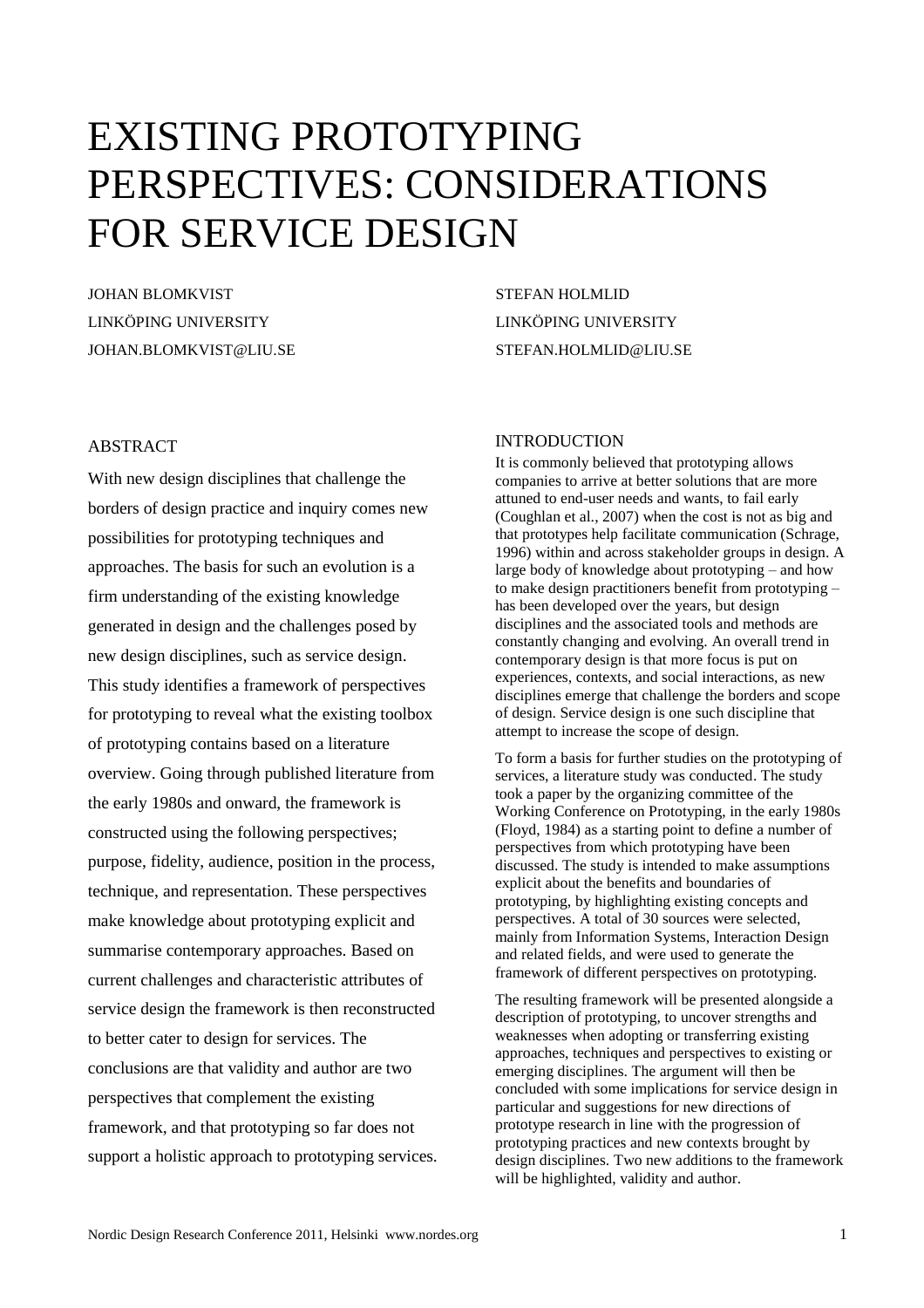# EXISTING PROTOTYPING PERSPECTIVES: CONSIDERATIONS FOR SERVICE DESIGN

JOHAN BLOMKVIST
LINKÖPING UNIVERSITY
JOHAN.BLOMKVIST@LIU.SE

STEFAN HOLMLID
LINKÖPING UNIVERSITY
STEFAN.HOLMLID@LIU.SE

## ABSTRACT

With new design disciplines that challenge the borders of design practice and inquiry comes new possibilities for prototyping techniques and approaches. The basis for such an evolution is a firm understanding of the existing knowledge generated in design and the challenges posed by new design disciplines, such as service design. This study identifies a framework of perspectives for prototyping to reveal what the existing toolbox of prototyping contains based on a literature overview. Going through published literature from the early 1980s and onward, the framework is constructed using the following perspectives; purpose, fidelity, audience, position in the process, technique, and representation. These perspectives make knowledge about prototyping explicit and summarise contemporary approaches. Based on current challenges and characteristic attributes of service design the framework is then reconstructed to better cater to design for services. The conclusions are that validity and author are two perspectives that complement the existing framework, and that prototyping so far does not support a holistic approach to prototyping services.

## INTRODUCTION

It is commonly believed that prototyping allows companies to arrive at better solutions that are more attuned to end-user needs and wants, to fail early (Coughlan et al., 2007) when the cost is not as big and that prototypes help facilitate communication (Schrage, 1996) within and across stakeholder groups in design. A large body of knowledge about prototyping – and how to make design practitioners benefit from prototyping – has been developed over the years, but design disciplines and the associated tools and methods are constantly changing and evolving. An overall trend in contemporary design is that more focus is put on experiences, contexts, and social interactions, as new disciplines emerge that challenge the borders and scope of design. Service design is one such discipline that attempt to increase the scope of design.

To form a basis for further studies on the prototyping of services, a literature study was conducted. The study took a paper by the organizing committee of the Working Conference on Prototyping, in the early 1980s (Floyd, 1984) as a starting point to define a number of perspectives from which prototyping have been discussed. The study is intended to make assumptions explicit about the benefits and boundaries of prototyping, by highlighting existing concepts and perspectives. A total of 30 sources were selected, mainly from Information Systems, Interaction Design and related fields, and were used to generate the framework of different perspectives on prototyping.

The resulting framework will be presented alongside a description of prototyping, to uncover strengths and weaknesses when adopting or transferring existing approaches, techniques and perspectives to existing or emerging disciplines. The argument will then be concluded with some implications for service design in particular and suggestions for new directions of prototype research in line with the progression of prototyping practices and new contexts brought by design disciplines. Two new additions to the framework will be highlighted, validity and author.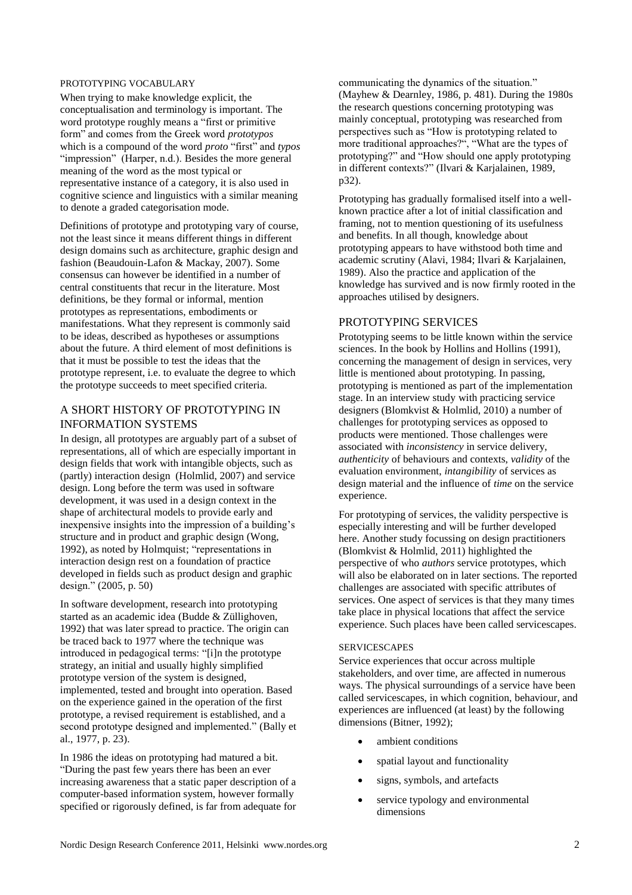#### PROTOTYPING VOCABULARY

When trying to make knowledge explicit, the conceptualisation and terminology is important. The word prototype roughly means a "first or primitive form" and comes from the Greek word *prototypos* which is a compound of the word *proto* "first" and *typos* "impression" (Harper, n.d.). Besides the more general meaning of the word as the most typical or representative instance of a category, it is also used in cognitive science and linguistics with a similar meaning to denote a graded categorisation mode.

Definitions of prototype and prototyping vary of course, not the least since it means different things in different design domains such as architecture, graphic design and fashion (Beaudouin-Lafon & Mackay, 2007). Some consensus can however be identified in a number of central constituents that recur in the literature. Most definitions, be they formal or informal, mention prototypes as representations, embodiments or manifestations. What they represent is commonly said to be ideas, described as hypotheses or assumptions about the future. A third element of most definitions is that it must be possible to test the ideas that the prototype represent, i.e. to evaluate the degree to which the prototype succeeds to meet specified criteria.

## A SHORT HISTORY OF PROTOTYPING IN INFORMATION SYSTEMS

In design, all prototypes are arguably part of a subset of representations, all of which are especially important in design fields that work with intangible objects, such as (partly) interaction design (Holmlid, 2007) and service design. Long before the term was used in software development, it was used in a design context in the shape of architectural models to provide early and inexpensive insights into the impression of a building's structure and in product and graphic design (Wong, 1992), as noted by Holmquist; "representations in interaction design rest on a foundation of practice developed in fields such as product design and graphic design." (2005, p. 50)

In software development, research into prototyping started as an academic idea (Budde & Züllighoven, 1992) that was later spread to practice. The origin can be traced back to 1977 where the technique was introduced in pedagogical terms: "[i]n the prototype strategy, an initial and usually highly simplified prototype version of the system is designed, implemented, tested and brought into operation. Based on the experience gained in the operation of the first prototype, a revised requirement is established, and a second prototype designed and implemented." (Bally et al., 1977, p. 23).

In 1986 the ideas on prototyping had matured a bit. "During the past few years there has been an ever increasing awareness that a static paper description of a computer-based information system, however formally specified or rigorously defined, is far from adequate for communicating the dynamics of the situation." (Mayhew & Dearnley, 1986, p. 481). During the 1980s the research questions concerning prototyping was mainly conceptual, prototyping was researched from perspectives such as "How is prototyping related to more traditional approaches?", "What are the types of prototyping?" and "How should one apply prototyping in different contexts?" (Ilvari & Karjalainen, 1989, p32).

Prototyping has gradually formalised itself into a well-known practice after a lot of initial classification and framing, not to mention questioning of its usefulness and benefits. In all though, knowledge about prototyping appears to have withstood both time and academic scrutiny (Alavi, 1984; Ilvari & Karjalainen, 1989). Also the practice and application of the knowledge has survived and is now firmly rooted in the approaches utilised by designers.

## PROTOTYPING SERVICES

Prototyping seems to be little known within the service sciences. In the book by Hollins and Hollins (1991), concerning the management of design in services, very little is mentioned about prototyping. In passing, prototyping is mentioned as part of the implementation stage. In an interview study with practicing service designers (Blomkvist & Holmlid, 2010) a number of challenges for prototyping services as opposed to products were mentioned. Those challenges were associated with *inconsistency* in service delivery, *authenticity* of behaviours and contexts, *validity* of the evaluation environment, *intangibility* of services as design material and the influence of *time* on the service experience.

For prototyping of services, the validity perspective is especially interesting and will be further developed here. Another study focussing on design practitioners (Blomkvist & Holmlid, 2011) highlighted the perspective of who *authors* service prototypes, which will also be elaborated on in later sections. The reported challenges are associated with specific attributes of services. One aspect of services is that they many times take place in physical locations that affect the service experience. Such places have been called servicescapes.

#### SERVICESCAPES

Service experiences that occur across multiple stakeholders, and over time, are affected in numerous ways. The physical surroundings of a service have been called servicescapes, in which cognition, behaviour, and experiences are influenced (at least) by the following dimensions (Bitner, 1992);

- ambient conditions
- spatial layout and functionality
- signs, symbols, and artefacts
- service typology and environmental dimensions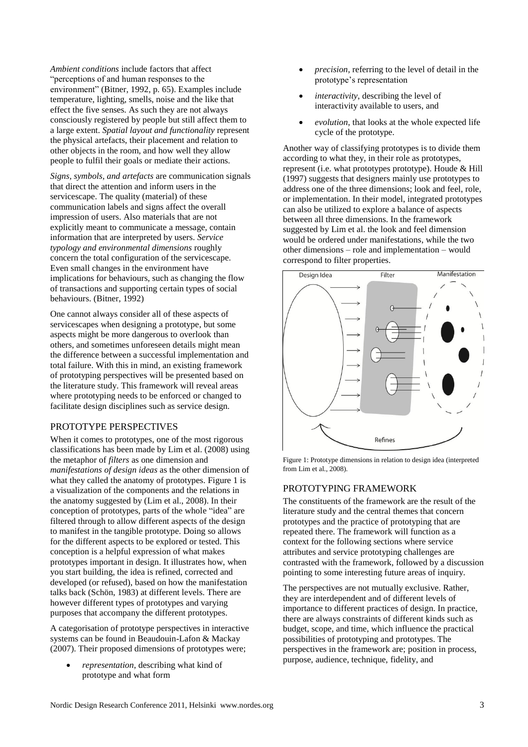*Ambient conditions* include factors that affect "perceptions of and human responses to the environment" (Bitner, 1992, p. 65). Examples include temperature, lighting, smells, noise and the like that effect the five senses. As such they are not always consciously registered by people but still affect them to a large extent. *Spatial layout and functionality* represent the physical artefacts, their placement and relation to other objects in the room, and how well they allow people to fulfil their goals or mediate their actions.

*Signs, symbols, and artefacts* are communication signals that direct the attention and inform users in the servicescape. The quality (material) of these communication labels and signs affect the overall impression of users. Also materials that are not explicitly meant to communicate a message, contain information that are interpreted by users. *Service typology and environmental dimensions* roughly concern the total configuration of the servicescape. Even small changes in the environment have implications for behaviours, such as changing the flow of transactions and supporting certain types of social behaviours. (Bitner, 1992)

One cannot always consider all of these aspects of servicescapes when designing a prototype, but some aspects might be more dangerous to overlook than others, and sometimes unforeseen details might mean the difference between a successful implementation and total failure. With this in mind, an existing framework of prototyping perspectives will be presented based on the literature study. This framework will reveal areas where prototyping needs to be enforced or changed to facilitate design disciplines such as service design.

## PROTOTYPE PERSPECTIVES

When it comes to prototypes, one of the most rigorous classifications has been made by Lim et al. (2008) using the metaphor of *filters* as one dimension and *manifestations of design ideas* as the other dimension of what they called the anatomy of prototypes. Figure 1 is a visualization of the components and the relations in the anatomy suggested by (Lim et al., 2008). In their conception of prototypes, parts of the whole "idea" are filtered through to allow different aspects of the design to manifest in the tangible prototype. Doing so allows for the different aspects to be explored or tested. This conception is a helpful expression of what makes prototypes important in design. It illustrates how, when you start building, the idea is refined, corrected and developed (or refused), based on how the manifestation talks back (Schön, 1983) at different levels. There are however different types of prototypes and varying purposes that accompany the different prototypes.

A categorisation of prototype perspectives in interactive systems can be found in Beaudouin-Lafon & Mackay (2007). Their proposed dimensions of prototypes were;

- *representation*, describing what kind of prototype and what form
- *precision*, referring to the level of detail in the prototype's representation
- *interactivity*, describing the level of interactivity available to users, and
- *evolution*, that looks at the whole expected life cycle of the prototype.

Another way of classifying prototypes is to divide them according to what they, in their role as prototypes, represent (i.e. what prototypes prototype). Houde & Hill (1997) suggests that designers mainly use prototypes to address one of the three dimensions; look and feel, role, or implementation. In their model, integrated prototypes can also be utilized to explore a balance of aspects between all three dimensions. In the framework suggested by Lim et al. the look and feel dimension would be ordered under manifestations, while the two other dimensions – role and implementation – would correspond to filter properties.

Design Idea | Filter | Manifestation | Refines

Figure 1: Prototype dimensions in relation to design idea (interpreted from Lim et al., 2008).

## PROTOTYPING FRAMEWORK

The constituents of the framework are the result of the literature study and the central themes that concern prototypes and the practice of prototyping that are repeated there. The framework will function as a context for the following sections where service attributes and service prototyping challenges are contrasted with the framework, followed by a discussion pointing to some interesting future areas of inquiry.

The perspectives are not mutually exclusive. Rather, they are interdependent and of different levels of importance to different practices of design. In practice, there are always constraints of different kinds such as budget, scope, and time, which influence the practical possibilities of prototyping and prototypes. The perspectives in the framework are; position in process, purpose, audience, technique, fidelity, and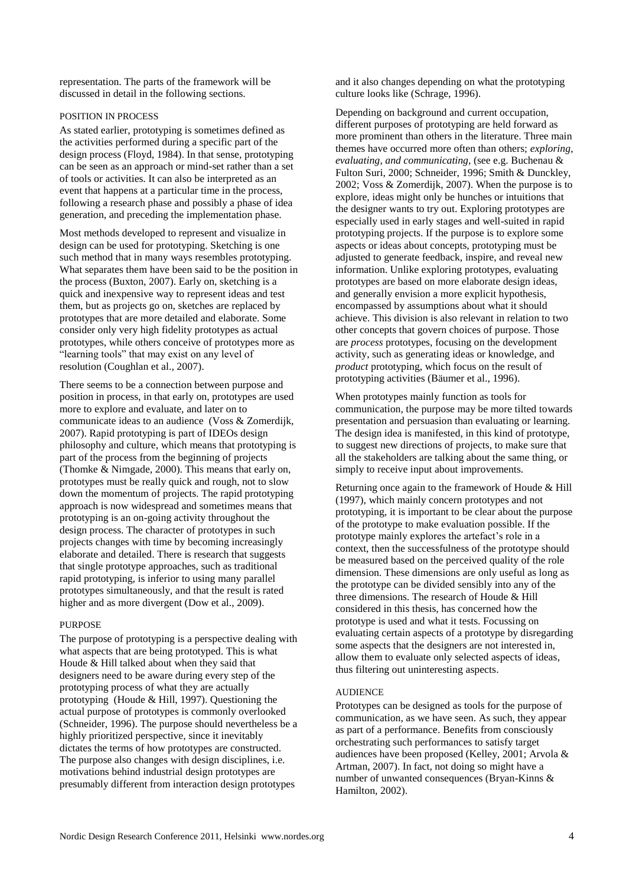representation. The parts of the framework will be discussed in detail in the following sections.

### POSITION IN PROCESS

As stated earlier, prototyping is sometimes defined as the activities performed during a specific part of the design process (Floyd, 1984). In that sense, prototyping can be seen as an approach or mind-set rather than a set of tools or activities. It can also be interpreted as an event that happens at a particular time in the process, following a research phase and possibly a phase of idea generation, and preceding the implementation phase.

Most methods developed to represent and visualize in design can be used for prototyping. Sketching is one such method that in many ways resembles prototyping. What separates them have been said to be the position in the process (Buxton, 2007). Early on, sketching is a quick and inexpensive way to represent ideas and test them, but as projects go on, sketches are replaced by prototypes that are more detailed and elaborate. Some consider only very high fidelity prototypes as actual prototypes, while others conceive of prototypes more as "learning tools" that may exist on any level of resolution (Coughlan et al., 2007).

There seems to be a connection between purpose and position in process, in that early on, prototypes are used more to explore and evaluate, and later on to communicate ideas to an audience (Voss & Zomerdijk, 2007). Rapid prototyping is part of IDEOs design philosophy and culture, which means that prototyping is part of the process from the beginning of projects (Thomke & Nimgade, 2000). This means that early on, prototypes must be really quick and rough, not to slow down the momentum of projects. The rapid prototyping approach is now widespread and sometimes means that prototyping is an on-going activity throughout the design process. The character of prototypes in such projects changes with time by becoming increasingly elaborate and detailed. There is research that suggests that single prototype approaches, such as traditional rapid prototyping, is inferior to using many parallel prototypes simultaneously, and that the result is rated higher and as more divergent (Dow et al., 2009).

### PURPOSE

The purpose of prototyping is a perspective dealing with what aspects that are being prototyped. This is what Houde & Hill talked about when they said that designers need to be aware during every step of the prototyping process of what they are actually prototyping (Houde & Hill, 1997). Questioning the actual purpose of prototypes is commonly overlooked (Schneider, 1996). The purpose should nevertheless be a highly prioritized perspective, since it inevitably dictates the terms of how prototypes are constructed. The purpose also changes with design disciplines, i.e. motivations behind industrial design prototypes are presumably different from interaction design prototypes and it also changes depending on what the prototyping culture looks like (Schrage, 1996).

Depending on background and current occupation, different purposes of prototyping are held forward as more prominent than others in the literature. Three main themes have occurred more often than others; *exploring, evaluating, and communicating,* (see e.g. Buchenau & Fulton Suri, 2000; Schneider, 1996; Smith & Dunckley, 2002; Voss & Zomerdijk, 2007). When the purpose is to explore, ideas might only be hunches or intuitions that the designer wants to try out. Exploring prototypes are especially used in early stages and well-suited in rapid prototyping projects. If the purpose is to explore some aspects or ideas about concepts, prototyping must be adjusted to generate feedback, inspire, and reveal new information. Unlike exploring prototypes, evaluating prototypes are based on more elaborate design ideas, and generally envision a more explicit hypothesis, encompassed by assumptions about what it should achieve. This division is also relevant in relation to two other concepts that govern choices of purpose. Those are *process* prototypes, focusing on the development activity, such as generating ideas or knowledge, and *product* prototyping, which focus on the result of prototyping activities (Bäumer et al., 1996).

When prototypes mainly function as tools for communication, the purpose may be more tilted towards presentation and persuasion than evaluating or learning. The design idea is manifested, in this kind of prototype, to suggest new directions of projects, to make sure that all the stakeholders are talking about the same thing, or simply to receive input about improvements.

Returning once again to the framework of Houde & Hill (1997), which mainly concern prototypes and not prototyping, it is important to be clear about the purpose of the prototype to make evaluation possible. If the prototype mainly explores the artefact's role in a context, then the successfulness of the prototype should be measured based on the perceived quality of the role dimension. These dimensions are only useful as long as the prototype can be divided sensibly into any of the three dimensions. The research of Houde & Hill considered in this thesis, has concerned how the prototype is used and what it tests. Focussing on evaluating certain aspects of a prototype by disregarding some aspects that the designers are not interested in, allow them to evaluate only selected aspects of ideas, thus filtering out uninteresting aspects.

### AUDIENCE

Prototypes can be designed as tools for the purpose of communication, as we have seen. As such, they appear as part of a performance. Benefits from consciously orchestrating such performances to satisfy target audiences have been proposed (Kelley, 2001; Arvola & Artman, 2007). In fact, not doing so might have a number of unwanted consequences (Bryan-Kinns & Hamilton, 2002).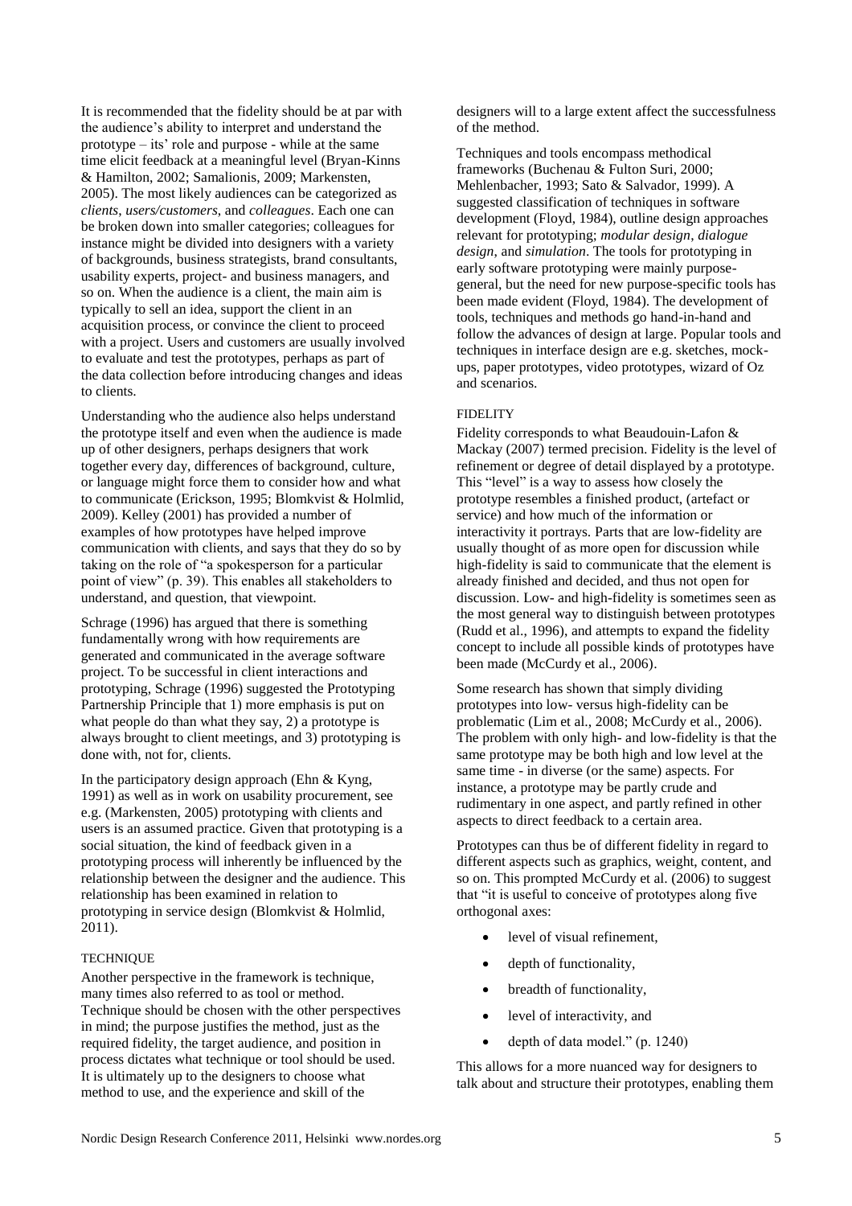It is recommended that the fidelity should be at par with the audience's ability to interpret and understand the prototype – its' role and purpose - while at the same time elicit feedback at a meaningful level (Bryan-Kinns & Hamilton, 2002; Samalionis, 2009; Markensten, 2005). The most likely audiences can be categorized as *clients*, *users/customers*, and *colleagues*. Each one can be broken down into smaller categories; colleagues for instance might be divided into designers with a variety of backgrounds, business strategists, brand consultants, usability experts, project- and business managers, and so on. When the audience is a client, the main aim is typically to sell an idea, support the client in an acquisition process, or convince the client to proceed with a project. Users and customers are usually involved to evaluate and test the prototypes, perhaps as part of the data collection before introducing changes and ideas to clients.

Understanding who the audience also helps understand the prototype itself and even when the audience is made up of other designers, perhaps designers that work together every day, differences of background, culture, or language might force them to consider how and what to communicate (Erickson, 1995; Blomkvist & Holmlid, 2009). Kelley (2001) has provided a number of examples of how prototypes have helped improve communication with clients, and says that they do so by taking on the role of "a spokesperson for a particular point of view" (p. 39). This enables all stakeholders to understand, and question, that viewpoint.

Schrage (1996) has argued that there is something fundamentally wrong with how requirements are generated and communicated in the average software project. To be successful in client interactions and prototyping, Schrage (1996) suggested the Prototyping Partnership Principle that 1) more emphasis is put on what people do than what they say, 2) a prototype is always brought to client meetings, and 3) prototyping is done with, not for, clients.

In the participatory design approach (Ehn & Kyng, 1991) as well as in work on usability procurement, see e.g. (Markensten, 2005) prototyping with clients and users is an assumed practice. Given that prototyping is a social situation, the kind of feedback given in a prototyping process will inherently be influenced by the relationship between the designer and the audience. This relationship has been examined in relation to prototyping in service design (Blomkvist & Holmlid, 2011).

### TECHNIQUE

Another perspective in the framework is technique, many times also referred to as tool or method. Technique should be chosen with the other perspectives in mind; the purpose justifies the method, just as the required fidelity, the target audience, and position in process dictates what technique or tool should be used. It is ultimately up to the designers to choose what method to use, and the experience and skill of the designers will to a large extent affect the successfulness of the method.

Techniques and tools encompass methodical frameworks (Buchenau & Fulton Suri, 2000; Mehlenbacher, 1993; Sato & Salvador, 1999). A suggested classification of techniques in software development (Floyd, 1984), outline design approaches relevant for prototyping; *modular design*, *dialogue design*, and *simulation*. The tools for prototyping in early software prototyping were mainly purpose-general, but the need for new purpose-specific tools has been made evident (Floyd, 1984). The development of tools, techniques and methods go hand-in-hand and follow the advances of design at large. Popular tools and techniques in interface design are e.g. sketches, mock-ups, paper prototypes, video prototypes, wizard of Oz and scenarios.

### FIDELITY

Fidelity corresponds to what Beaudouin-Lafon & Mackay (2007) termed precision. Fidelity is the level of refinement or degree of detail displayed by a prototype. This "level" is a way to assess how closely the prototype resembles a finished product, (artefact or service) and how much of the information or interactivity it portrays. Parts that are low-fidelity are usually thought of as more open for discussion while high-fidelity is said to communicate that the element is already finished and decided, and thus not open for discussion. Low- and high-fidelity is sometimes seen as the most general way to distinguish between prototypes (Rudd et al., 1996), and attempts to expand the fidelity concept to include all possible kinds of prototypes have been made (McCurdy et al., 2006).

Some research has shown that simply dividing prototypes into low- versus high-fidelity can be problematic (Lim et al., 2008; McCurdy et al., 2006). The problem with only high- and low-fidelity is that the same prototype may be both high and low level at the same time - in diverse (or the same) aspects. For instance, a prototype may be partly crude and rudimentary in one aspect, and partly refined in other aspects to direct feedback to a certain area.

Prototypes can thus be of different fidelity in regard to different aspects such as graphics, weight, content, and so on. This prompted McCurdy et al. (2006) to suggest that "it is useful to conceive of prototypes along five orthogonal axes:

- level of visual refinement,
- depth of functionality,
- breadth of functionality,
- level of interactivity, and
- depth of data model." (p. 1240)

This allows for a more nuanced way for designers to talk about and structure their prototypes, enabling them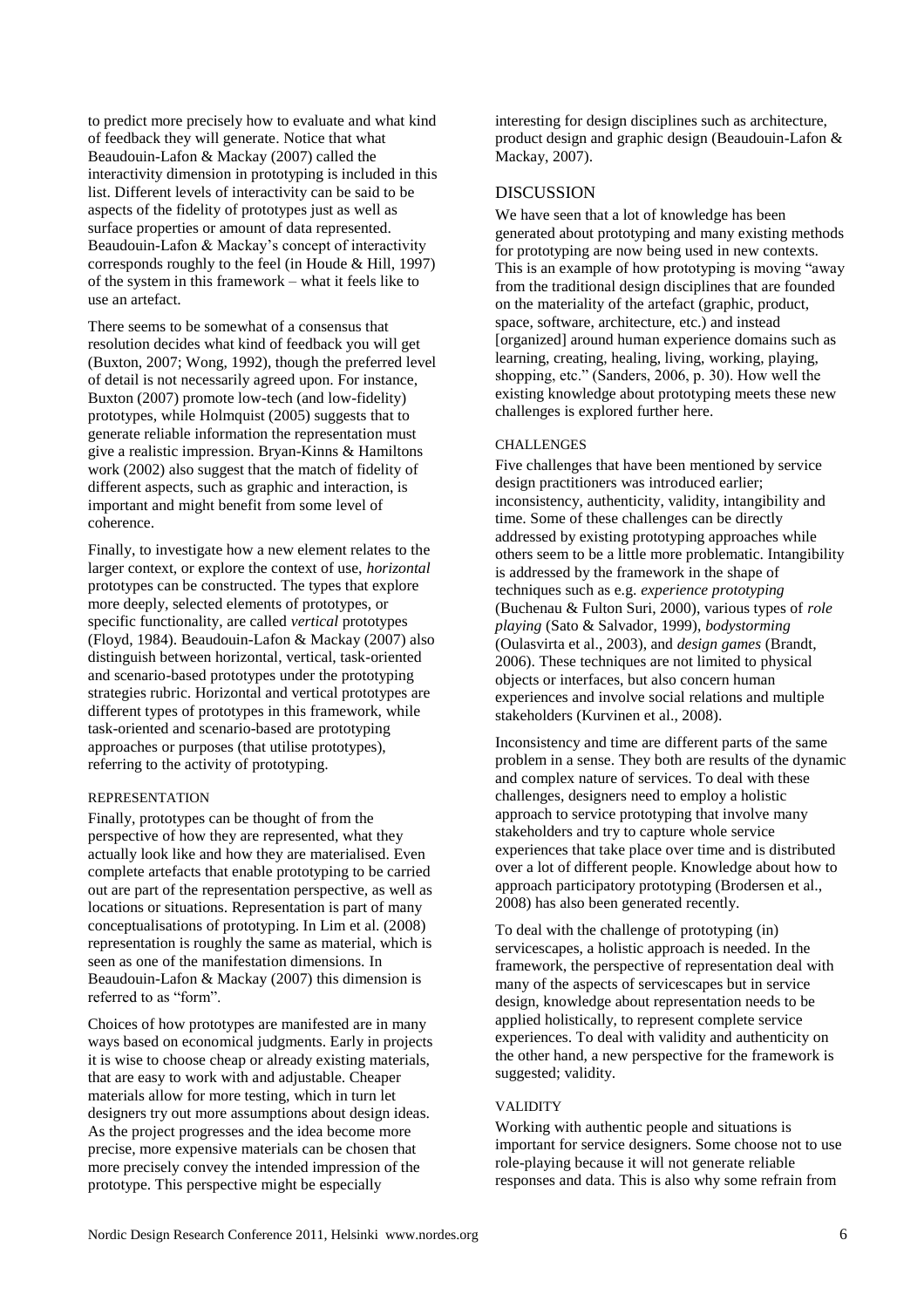to predict more precisely how to evaluate and what kind of feedback they will generate. Notice that what Beaudouin-Lafon & Mackay (2007) called the interactivity dimension in prototyping is included in this list. Different levels of interactivity can be said to be aspects of the fidelity of prototypes just as well as surface properties or amount of data represented. Beaudouin-Lafon & Mackay's concept of interactivity corresponds roughly to the feel (in Houde & Hill, 1997) of the system in this framework – what it feels like to use an artefact.

There seems to be somewhat of a consensus that resolution decides what kind of feedback you will get (Buxton, 2007; Wong, 1992), though the preferred level of detail is not necessarily agreed upon. For instance, Buxton (2007) promote low-tech (and low-fidelity) prototypes, while Holmquist (2005) suggests that to generate reliable information the representation must give a realistic impression. Bryan-Kinns & Hamiltons work (2002) also suggest that the match of fidelity of different aspects, such as graphic and interaction, is important and might benefit from some level of coherence.

Finally, to investigate how a new element relates to the larger context, or explore the context of use, *horizontal* prototypes can be constructed. The types that explore more deeply, selected elements of prototypes, or specific functionality, are called *vertical* prototypes (Floyd, 1984). Beaudouin-Lafon & Mackay (2007) also distinguish between horizontal, vertical, task-oriented and scenario-based prototypes under the prototyping strategies rubric. Horizontal and vertical prototypes are different types of prototypes in this framework, while task-oriented and scenario-based are prototyping approaches or purposes (that utilise prototypes), referring to the activity of prototyping.

### REPRESENTATION

Finally, prototypes can be thought of from the perspective of how they are represented, what they actually look like and how they are materialised. Even complete artefacts that enable prototyping to be carried out are part of the representation perspective, as well as locations or situations. Representation is part of many conceptualisations of prototyping. In Lim et al. (2008) representation is roughly the same as material, which is seen as one of the manifestation dimensions. In Beaudouin-Lafon & Mackay (2007) this dimension is referred to as "form".

Choices of how prototypes are manifested are in many ways based on economical judgments. Early in projects it is wise to choose cheap or already existing materials, that are easy to work with and adjustable. Cheaper materials allow for more testing, which in turn let designers try out more assumptions about design ideas. As the project progresses and the idea become more precise, more expensive materials can be chosen that more precisely convey the intended impression of the prototype. This perspective might be especially interesting for design disciplines such as architecture, product design and graphic design (Beaudouin-Lafon & Mackay, 2007).

## DISCUSSION

We have seen that a lot of knowledge has been generated about prototyping and many existing methods for prototyping are now being used in new contexts. This is an example of how prototyping is moving "away from the traditional design disciplines that are founded on the materiality of the artefact (graphic, product, space, software, architecture, etc.) and instead [organized] around human experience domains such as learning, creating, healing, living, working, playing, shopping, etc." (Sanders, 2006, p. 30). How well the existing knowledge about prototyping meets these new challenges is explored further here.

### CHALLENGES

Five challenges that have been mentioned by service design practitioners was introduced earlier; inconsistency, authenticity, validity, intangibility and time. Some of these challenges can be directly addressed by existing prototyping approaches while others seem to be a little more problematic. Intangibility is addressed by the framework in the shape of techniques such as e.g. *experience prototyping* (Buchenau & Fulton Suri, 2000), various types of *role playing* (Sato & Salvador, 1999), *bodystorming* (Oulasvirta et al., 2003), and *design games* (Brandt, 2006). These techniques are not limited to physical objects or interfaces, but also concern human experiences and involve social relations and multiple stakeholders (Kurvinen et al., 2008).

Inconsistency and time are different parts of the same problem in a sense. They both are results of the dynamic and complex nature of services. To deal with these challenges, designers need to employ a holistic approach to service prototyping that involve many stakeholders and try to capture whole service experiences that take place over time and is distributed over a lot of different people. Knowledge about how to approach participatory prototyping (Brodersen et al., 2008) has also been generated recently.

To deal with the challenge of prototyping (in) servicescapes, a holistic approach is needed. In the framework, the perspective of representation deal with many of the aspects of servicescapes but in service design, knowledge about representation needs to be applied holistically, to represent complete service experiences. To deal with validity and authenticity on the other hand, a new perspective for the framework is suggested; validity.

### VALIDITY

Working with authentic people and situations is important for service designers. Some choose not to use role-playing because it will not generate reliable responses and data. This is also why some refrain from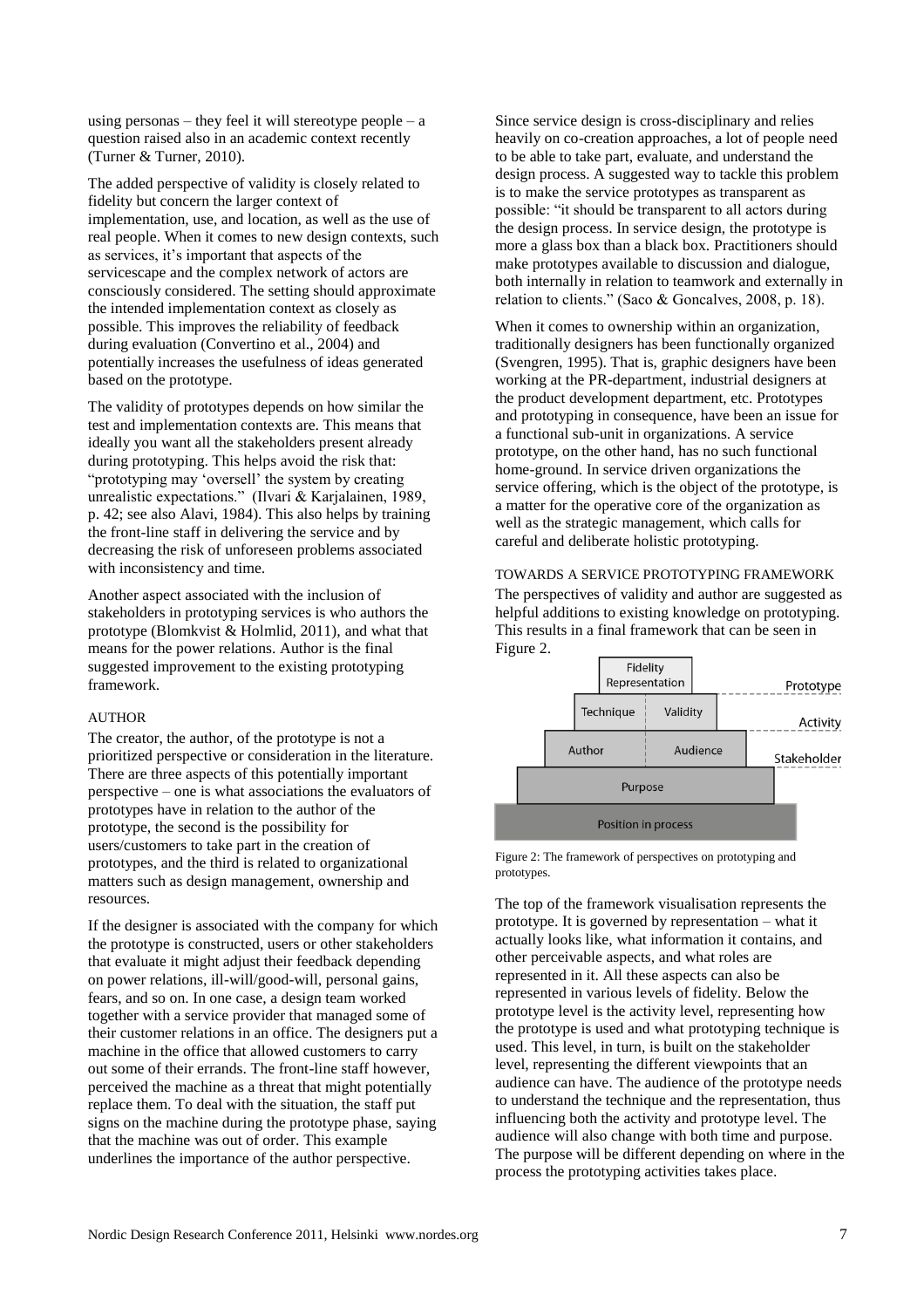using personas – they feel it will stereotype people – a question raised also in an academic context recently (Turner & Turner, 2010).

The added perspective of validity is closely related to fidelity but concern the larger context of implementation, use, and location, as well as the use of real people. When it comes to new design contexts, such as services, it's important that aspects of the servicescape and the complex network of actors are consciously considered. The setting should approximate the intended implementation context as closely as possible. This improves the reliability of feedback during evaluation (Convertino et al., 2004) and potentially increases the usefulness of ideas generated based on the prototype.

The validity of prototypes depends on how similar the test and implementation contexts are. This means that ideally you want all the stakeholders present already during prototyping. This helps avoid the risk that: "prototyping may 'oversell' the system by creating unrealistic expectations." (Ilvari & Karjalainen, 1989, p. 42; see also Alavi, 1984). This also helps by training the front-line staff in delivering the service and by decreasing the risk of unforeseen problems associated with inconsistency and time.

Another aspect associated with the inclusion of stakeholders in prototyping services is who authors the prototype (Blomkvist & Holmlid, 2011), and what that means for the power relations. Author is the final suggested improvement to the existing prototyping framework.

### AUTHOR

The creator, the author, of the prototype is not a prioritized perspective or consideration in the literature. There are three aspects of this potentially important perspective – one is what associations the evaluators of prototypes have in relation to the author of the prototype, the second is the possibility for users/customers to take part in the creation of prototypes, and the third is related to organizational matters such as design management, ownership and resources.

If the designer is associated with the company for which the prototype is constructed, users or other stakeholders that evaluate it might adjust their feedback depending on power relations, ill-will/good-will, personal gains, fears, and so on. In one case, a design team worked together with a service provider that managed some of their customer relations in an office. The designers put a machine in the office that allowed customers to carry out some of their errands. The front-line staff however, perceived the machine as a threat that might potentially replace them. To deal with the situation, the staff put signs on the machine during the prototype phase, saying that the machine was out of order. This example underlines the importance of the author perspective.

Since service design is cross-disciplinary and relies heavily on co-creation approaches, a lot of people need to be able to take part, evaluate, and understand the design process. A suggested way to tackle this problem is to make the service prototypes as transparent as possible: "it should be transparent to all actors during the design process. In service design, the prototype is more a glass box than a black box. Practitioners should make prototypes available to discussion and dialogue, both internally in relation to teamwork and externally in relation to clients." (Saco & Goncalves, 2008, p. 18).

When it comes to ownership within an organization, traditionally designers has been functionally organized (Svengren, 1995). That is, graphic designers have been working at the PR-department, industrial designers at the product development department, etc. Prototypes and prototyping in consequence, have been an issue for a functional sub-unit in organizations. A service prototype, on the other hand, has no such functional home-ground. In service driven organizations the service offering, which is the object of the prototype, is a matter for the operative core of the organization as well as the strategic management, which calls for careful and deliberate holistic prototyping.

### TOWARDS A SERVICE PROTOTYPING FRAMEWORK

The perspectives of validity and author are suggested as helpful additions to existing knowledge on prototyping. This results in a final framework that can be seen in Figure 2.

| | | Level |
|---|---|---|
| Fidelity Representation | | Prototype |
| Technique | Validity | Activity |
| Author | Audience | Stakeholder |
| Purpose | | |
| Position in process | | |

Figure 2: The framework of perspectives on prototyping and prototypes.

The top of the framework visualisation represents the prototype. It is governed by representation – what it actually looks like, what information it contains, and other perceivable aspects, and what roles are represented in it. All these aspects can also be represented in various levels of fidelity. Below the prototype level is the activity level, representing how the prototype is used and what prototyping technique is used. This level, in turn, is built on the stakeholder level, representing the different viewpoints that an audience can have. The audience of the prototype needs to understand the technique and the representation, thus influencing both the activity and prototype level. The audience will also change with both time and purpose. The purpose will be different depending on where in the process the prototyping activities takes place.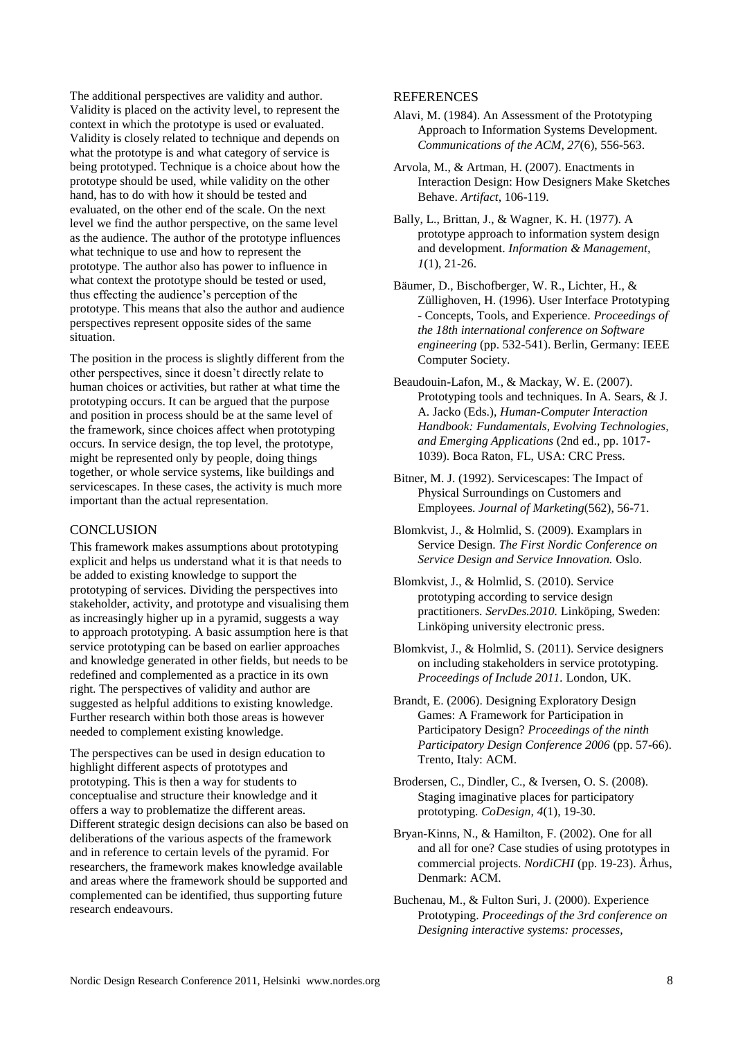The additional perspectives are validity and author. Validity is placed on the activity level, to represent the context in which the prototype is used or evaluated. Validity is closely related to technique and depends on what the prototype is and what category of service is being prototyped. Technique is a choice about how the prototype should be used, while validity on the other hand, has to do with how it should be tested and evaluated, on the other end of the scale. On the next level we find the author perspective, on the same level as the audience. The author of the prototype influences what technique to use and how to represent the prototype. The author also has power to influence in what context the prototype should be tested or used, thus effecting the audience's perception of the prototype. This means that also the author and audience perspectives represent opposite sides of the same situation.

The position in the process is slightly different from the other perspectives, since it doesn't directly relate to human choices or activities, but rather at what time the prototyping occurs. It can be argued that the purpose and position in process should be at the same level of the framework, since choices affect when prototyping occurs. In service design, the top level, the prototype, might be represented only by people, doing things together, or whole service systems, like buildings and servicescapes. In these cases, the activity is much more important than the actual representation.

## CONCLUSION

This framework makes assumptions about prototyping explicit and helps us understand what it is that needs to be added to existing knowledge to support the prototyping of services. Dividing the perspectives into stakeholder, activity, and prototype and visualising them as increasingly higher up in a pyramid, suggests a way to approach prototyping. A basic assumption here is that service prototyping can be based on earlier approaches and knowledge generated in other fields, but needs to be redefined and complemented as a practice in its own right. The perspectives of validity and author are suggested as helpful additions to existing knowledge. Further research within both those areas is however needed to complement existing knowledge.

The perspectives can be used in design education to highlight different aspects of prototypes and prototyping. This is then a way for students to conceptualise and structure their knowledge and it offers a way to problematize the different areas. Different strategic design decisions can also be based on deliberations of the various aspects of the framework and in reference to certain levels of the pyramid. For researchers, the framework makes knowledge available and areas where the framework should be supported and complemented can be identified, thus supporting future research endeavours.

## REFERENCES

Alavi, M. (1984). An Assessment of the Prototyping Approach to Information Systems Development. *Communications of the ACM, 27*(6), 556-563.

Arvola, M., & Artman, H. (2007). Enactments in Interaction Design: How Designers Make Sketches Behave. *Artifact*, 106-119.

Bally, L., Brittan, J., & Wagner, K. H. (1977). A prototype approach to information system design and development. *Information & Management, 1*(1), 21-26.

Bäumer, D., Bischofberger, W. R., Lichter, H., & Züllighoven, H. (1996). User Interface Prototyping - Concepts, Tools, and Experience. *Proceedings of the 18th international conference on Software engineering* (pp. 532-541). Berlin, Germany: IEEE Computer Society.

Beaudouin-Lafon, M., & Mackay, W. E. (2007). Prototyping tools and techniques. In A. Sears, & J. A. Jacko (Eds.), *Human-Computer Interaction Handbook: Fundamentals, Evolving Technologies, and Emerging Applications* (2nd ed., pp. 1017-1039). Boca Raton, FL, USA: CRC Press.

Bitner, M. J. (1992). Servicescapes: The Impact of Physical Surroundings on Customers and Employees. *Journal of Marketing*(562), 56-71.

Blomkvist, J., & Holmlid, S. (2009). Examplars in Service Design. *The First Nordic Conference on Service Design and Service Innovation.* Oslo.

Blomkvist, J., & Holmlid, S. (2010). Service prototyping according to service design practitioners. *ServDes.2010.* Linköping, Sweden: Linköping university electronic press.

Blomkvist, J., & Holmlid, S. (2011). Service designers on including stakeholders in service prototyping. *Proceedings of Include 2011.* London, UK.

Brandt, E. (2006). Designing Exploratory Design Games: A Framework for Participation in Participatory Design? *Proceedings of the ninth Participatory Design Conference 2006* (pp. 57-66). Trento, Italy: ACM.

Brodersen, C., Dindler, C., & Iversen, O. S. (2008). Staging imaginative places for participatory prototyping. *CoDesign, 4*(1), 19-30.

Bryan-Kinns, N., & Hamilton, F. (2002). One for all and all for one? Case studies of using prototypes in commercial projects. *NordiCHI* (pp. 19-23). Århus, Denmark: ACM.

Buchenau, M., & Fulton Suri, J. (2000). Experience Prototyping. *Proceedings of the 3rd conference on Designing interactive systems: processes,*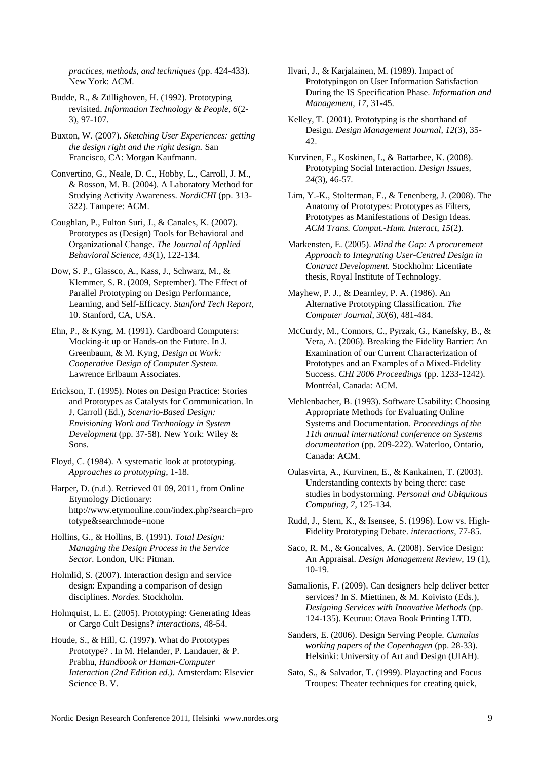*practices, methods, and techniques* (pp. 424-433). New York: ACM.

Budde, R., & Züllighoven, H. (1992). Prototyping revisited. *Information Technology & People, 6*(2-3), 97-107.

Buxton, W. (2007). *Sketching User Experiences: getting the design right and the right design.* San Francisco, CA: Morgan Kaufmann.

Convertino, G., Neale, D. C., Hobby, L., Carroll, J. M., & Rosson, M. B. (2004). A Laboratory Method for Studying Activity Awareness. *NordiCHI* (pp. 313-322). Tampere: ACM.

Coughlan, P., Fulton Suri, J., & Canales, K. (2007). Prototypes as (Design) Tools for Behavioral and Organizational Change. *The Journal of Applied Behavioral Science, 43*(1), 122-134.

Dow, S. P., Glassco, A., Kass, J., Schwarz, M., & Klemmer, S. R. (2009, September). The Effect of Parallel Prototyping on Design Performance, Learning, and Self-Efficacy. *Stanford Tech Report*, 10. Stanford, CA, USA.

Ehn, P., & Kyng, M. (1991). Cardboard Computers: Mocking-it up or Hands-on the Future. In J. Greenbaum, & M. Kyng, *Design at Work: Cooperative Design of Computer System.* Lawrence Erlbaum Associates.

Erickson, T. (1995). Notes on Design Practice: Stories and Prototypes as Catalysts for Communication. In J. Carroll (Ed.), *Scenario-Based Design: Envisioning Work and Technology in System Development* (pp. 37-58). New York: Wiley & Sons.

Floyd, C. (1984). A systematic look at prototyping. *Approaches to prototyping*, 1-18.

Harper, D. (n.d.). Retrieved 01 09, 2011, from Online Etymology Dictionary: http://www.etymonline.com/index.php?search=prototype&searchmode=none

Hollins, G., & Hollins, B. (1991). *Total Design: Managing the Design Process in the Service Sector.* London, UK: Pitman.

Holmlid, S. (2007). Interaction design and service design: Expanding a comparison of design disciplines. *Nordes.* Stockholm.

Holmquist, L. E. (2005). Prototyping: Generating Ideas or Cargo Cult Designs? *interactions*, 48-54.

Houde, S., & Hill, C. (1997). What do Prototypes Prototype? . In M. Helander, P. Landauer, & P. Prabhu, *Handbook or Human-Computer Interaction (2nd Edition ed.).* Amsterdam: Elsevier Science B. V.

Ilvari, J., & Karjalainen, M. (1989). Impact of Prototypingon on User Information Satisfaction During the IS Specification Phase. *Information and Management, 17*, 31-45.

Kelley, T. (2001). Prototyping is the shorthand of Design. *Design Management Journal, 12*(3), 35-42.

Kurvinen, E., Koskinen, I., & Battarbee, K. (2008). Prototyping Social Interaction. *Design Issues, 24*(3), 46-57.

Lim, Y.-K., Stolterman, E., & Tenenberg, J. (2008). The Anatomy of Prototypes: Prototypes as Filters, Prototypes as Manifestations of Design Ideas. *ACM Trans. Comput.-Hum. Interact, 15*(2).

Markensten, E. (2005). *Mind the Gap: A procurement Approach to Integrating User-Centred Design in Contract Development.* Stockholm: Licentiate thesis, Royal Institute of Technology.

Mayhew, P. J., & Dearnley, P. A. (1986). An Alternative Prototyping Classification. *The Computer Journal, 30*(6), 481-484.

McCurdy, M., Connors, C., Pyrzak, G., Kanefsky, B., & Vera, A. (2006). Breaking the Fidelity Barrier: An Examination of our Current Characterization of Prototypes and an Examples of a Mixed-Fidelity Success. *CHI 2006 Proceedings* (pp. 1233-1242). Montréal, Canada: ACM.

Mehlenbacher, B. (1993). Software Usability: Choosing Appropriate Methods for Evaluating Online Systems and Documentation. *Proceedings of the 11th annual international conference on Systems documentation* (pp. 209-222). Waterloo, Ontario, Canada: ACM.

Oulasvirta, A., Kurvinen, E., & Kankainen, T. (2003). Understanding contexts by being there: case studies in bodystorming. *Personal and Ubiquitous Computing, 7*, 125-134.

Rudd, J., Stern, K., & Isensee, S. (1996). Low vs. High-Fidelity Prototyping Debate. *interactions*, 77-85.

Saco, R. M., & Goncalves, A. (2008). Service Design: An Appraisal. *Design Management Review*, 19 (1), 10-19.

Samalionis, F. (2009). Can designers help deliver better services? In S. Miettinen, & M. Koivisto (Eds.), *Designing Services with Innovative Methods* (pp. 124-135). Keuruu: Otava Book Printing LTD.

Sanders, E. (2006). Design Serving People. *Cumulus working papers of the Copenhagen* (pp. 28-33). Helsinki: University of Art and Design (UIAH).

Sato, S., & Salvador, T. (1999). Playacting and Focus Troupes: Theater techniques for creating quick,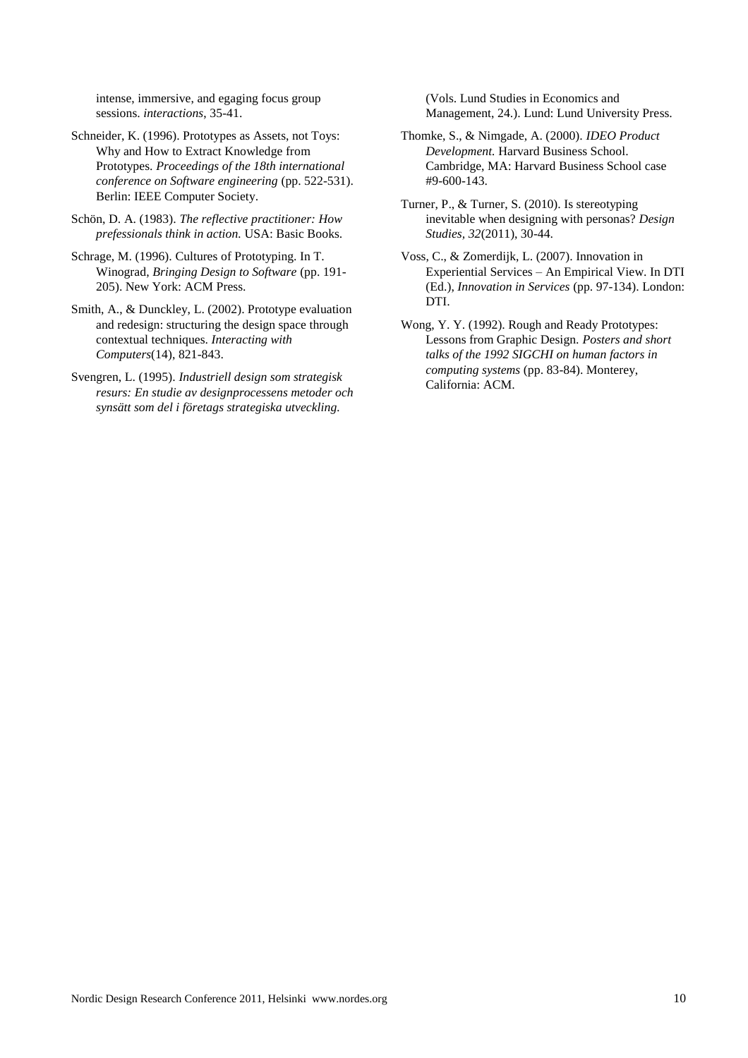intense, immersive, and egaging focus group sessions. *interactions*, 35-41.

Schneider, K. (1996). Prototypes as Assets, not Toys: Why and How to Extract Knowledge from Prototypes. *Proceedings of the 18th international conference on Software engineering* (pp. 522-531). Berlin: IEEE Computer Society.

Schön, D. A. (1983). *The reflective practitioner: How prefessionals think in action.* USA: Basic Books.

Schrage, M. (1996). Cultures of Prototyping. In T. Winograd, *Bringing Design to Software* (pp. 191-205). New York: ACM Press.

Smith, A., & Dunckley, L. (2002). Prototype evaluation and redesign: structuring the design space through contextual techniques. *Interacting with Computers*(14), 821-843.

Svengren, L. (1995). *Industriell design som strategisk resurs: En studie av designprocessens metoder och synsätt som del i företags strategiska utveckling.* (Vols. Lund Studies in Economics and Management, 24.). Lund: Lund University Press.

Thomke, S., & Nimgade, A. (2000). *IDEO Product Development.* Harvard Business School. Cambridge, MA: Harvard Business School case #9-600-143.

Turner, P., & Turner, S. (2010). Is stereotyping inevitable when designing with personas? *Design Studies, 32*(2011), 30-44.

Voss, C., & Zomerdijk, L. (2007). Innovation in Experiential Services – An Empirical View. In DTI (Ed.), *Innovation in Services* (pp. 97-134). London: DTI.

Wong, Y. Y. (1992). Rough and Ready Prototypes: Lessons from Graphic Design. *Posters and short talks of the 1992 SIGCHI on human factors in computing systems* (pp. 83-84). Monterey, California: ACM.